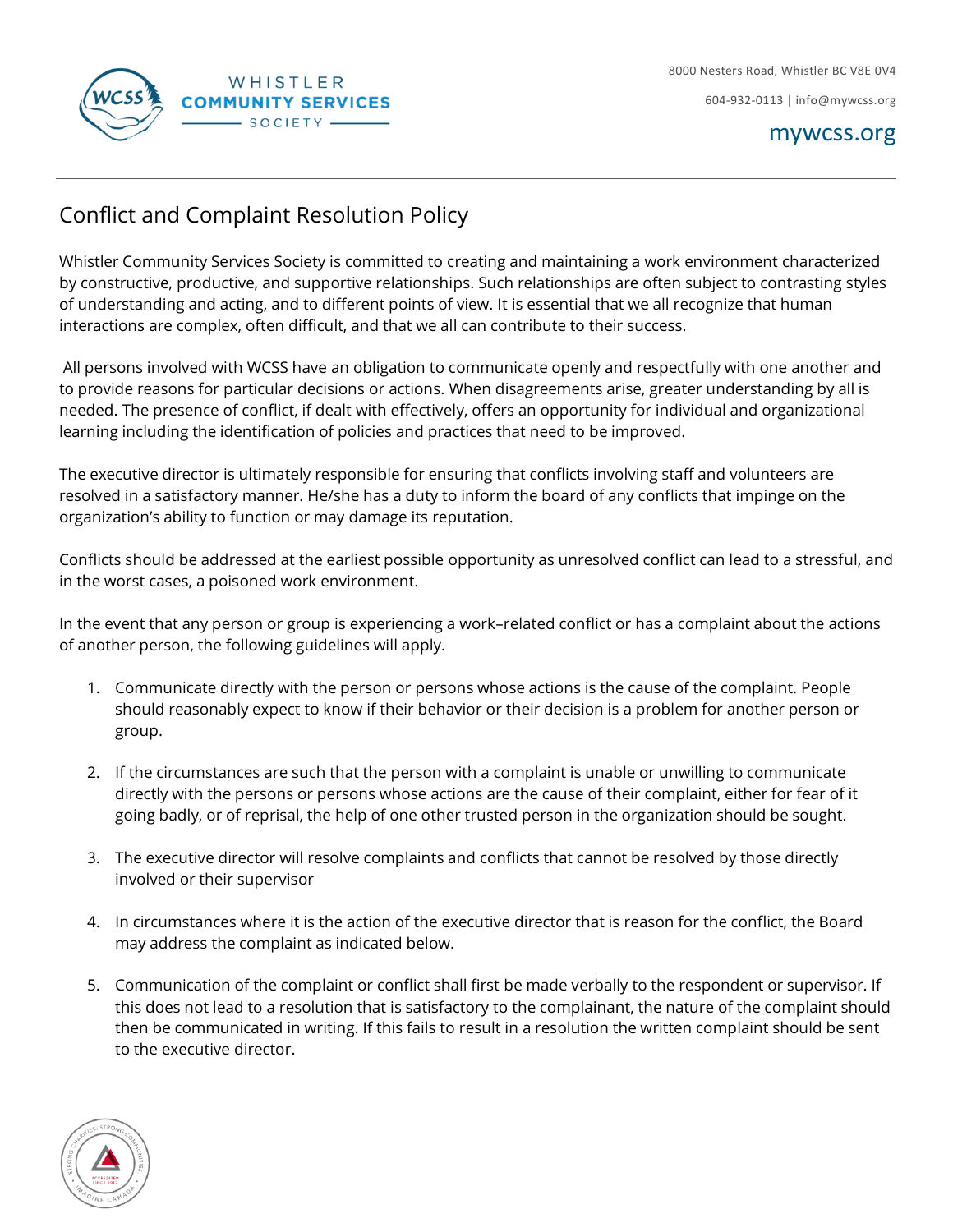# Conflict and Complaint Resolution Policy

Whistler Community Services Society is committed to creating and maintaining a work environment characterized by constructive, productive, and supportive relationships. Such relationships are often subject to contrasting styles of understanding and acting, and to different points of view. It is essential that we all recognize that human interactions are complex, often difficult, and that we all can contribute to their success.

All persons involved with WCSS have an obligation to communicate openly and respectfully with one another and to provide reasons for particular decisions or actions. When disagreements arise, greater understanding by all is needed. The presence of conflict, if dealt with effectively, offers an opportunity for individual and organizational learning including the identification of policies and practices that need to be improved.

The executive director is ultimately responsible for ensuring that conflicts involving staff and volunteers are resolved in a satisfactory manner. He/she has a duty to inform the board of any conflicts that impinge on the organization's ability to function or may damage its reputation.

Conflicts should be addressed at the earliest possible opportunity as unresolved conflict can lead to a stressful, and in the worst cases, a poisoned work environment.

In the event that any person or group is experiencing a work–related conflict or has a complaint about the actions of another person, the following guidelines will apply.

1. Communicate directly with the person or persons whose actions is the cause of the complaint. People should reasonably expect to know if their behavior or their decision is a problem for another person or group.
2. If the circumstances are such that the person with a complaint is unable or unwilling to communicate directly with the persons or persons whose actions are the cause of their complaint, either for fear of it going badly, or of reprisal, the help of one other trusted person in the organization should be sought.
3. The executive director will resolve complaints and conflicts that cannot be resolved by those directly involved or their supervisor
4. In circumstances where it is the action of the executive director that is reason for the conflict, the Board may address the complaint as indicated below.
5. Communication of the complaint or conflict shall first be made verbally to the respondent or supervisor. If this does not lead to a resolution that is satisfactory to the complainant, the nature of the complaint should then be communicated in writing. If this fails to result in a resolution the written complaint should be sent to the executive director.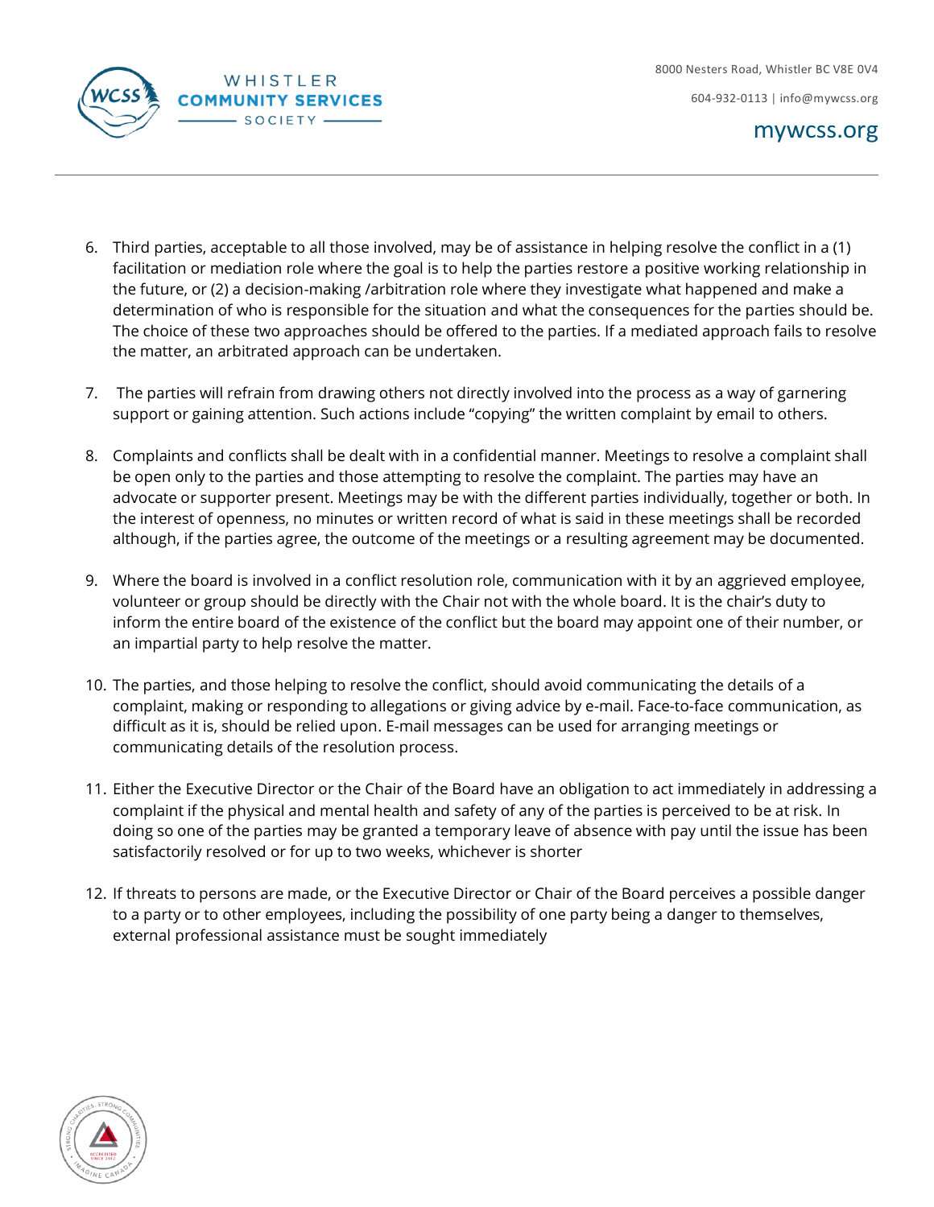6. Third parties, acceptable to all those involved, may be of assistance in helping resolve the conflict in a (1) facilitation or mediation role where the goal is to help the parties restore a positive working relationship in the future, or (2) a decision-making /arbitration role where they investigate what happened and make a determination of who is responsible for the situation and what the consequences for the parties should be. The choice of these two approaches should be offered to the parties. If a mediated approach fails to resolve the matter, an arbitrated approach can be undertaken.

7. The parties will refrain from drawing others not directly involved into the process as a way of garnering support or gaining attention. Such actions include "copying" the written complaint by email to others.

8. Complaints and conflicts shall be dealt with in a confidential manner. Meetings to resolve a complaint shall be open only to the parties and those attempting to resolve the complaint. The parties may have an advocate or supporter present. Meetings may be with the different parties individually, together or both. In the interest of openness, no minutes or written record of what is said in these meetings shall be recorded although, if the parties agree, the outcome of the meetings or a resulting agreement may be documented.

9. Where the board is involved in a conflict resolution role, communication with it by an aggrieved employee, volunteer or group should be directly with the Chair not with the whole board. It is the chair's duty to inform the entire board of the existence of the conflict but the board may appoint one of their number, or an impartial party to help resolve the matter.

10. The parties, and those helping to resolve the conflict, should avoid communicating the details of a complaint, making or responding to allegations or giving advice by e-mail. Face-to-face communication, as difficult as it is, should be relied upon. E-mail messages can be used for arranging meetings or communicating details of the resolution process.

11. Either the Executive Director or the Chair of the Board have an obligation to act immediately in addressing a complaint if the physical and mental health and safety of any of the parties is perceived to be at risk. In doing so one of the parties may be granted a temporary leave of absence with pay until the issue has been satisfactorily resolved or for up to two weeks, whichever is shorter

12. If threats to persons are made, or the Executive Director or Chair of the Board perceives a possible danger to a party or to other employees, including the possibility of one party being a danger to themselves, external professional assistance must be sought immediately